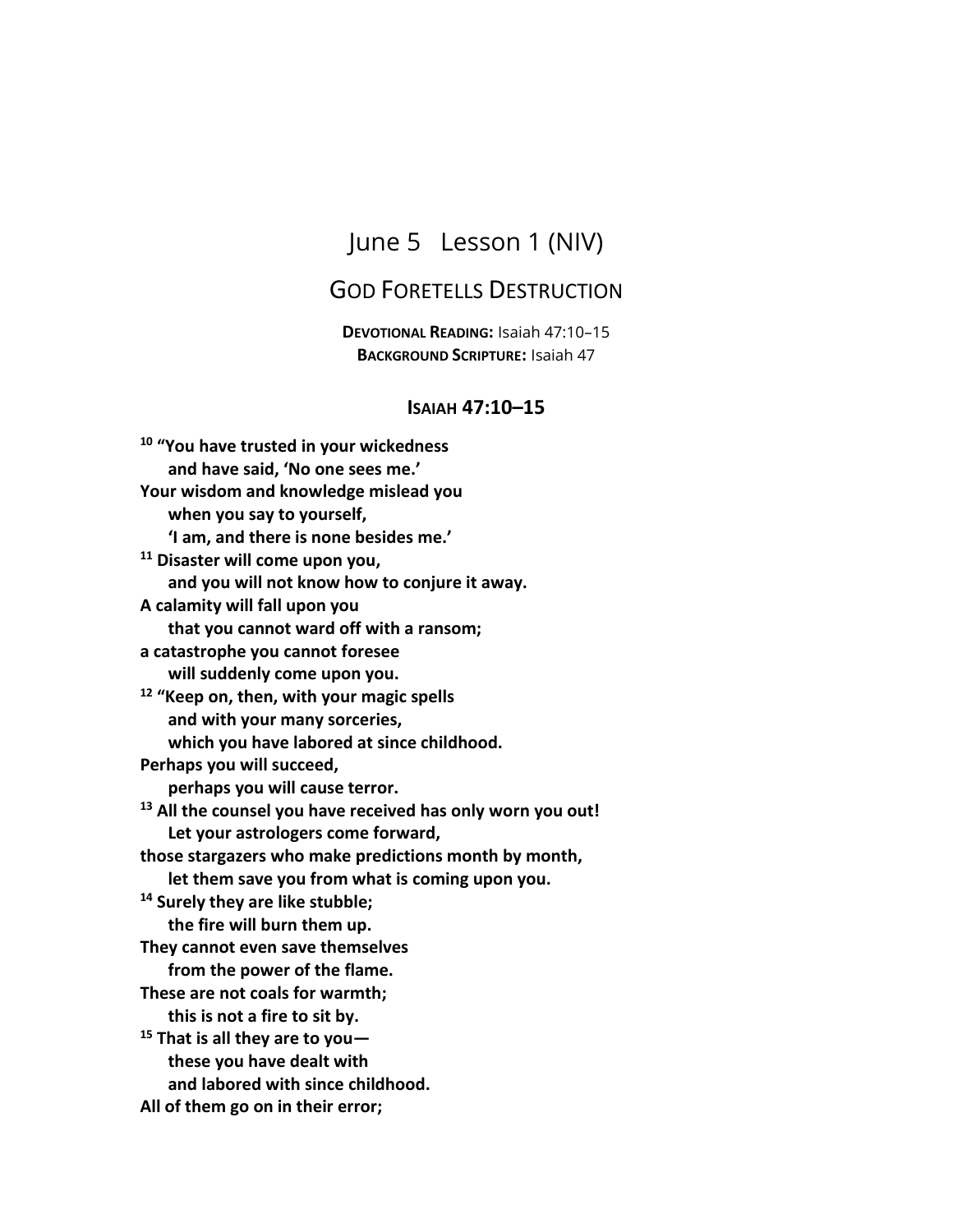# June 5 Lesson 1 (NIV)

## God Foretells Destruction

**Devotional Reading:** Isaiah 47:10–15
**Background Scripture:** Isaiah 47

### Isaiah 47:10–15

**[10] "You have trusted in your wickedness**
**and have said, 'No one sees me.'**
**Your wisdom and knowledge mislead you**
**when you say to yourself,**
**'I am, and there is none besides me.'**
**[11] Disaster will come upon you,**
**and you will not know how to conjure it away.**
**A calamity will fall upon you**
**that you cannot ward off with a ransom;**
**a catastrophe you cannot foresee**
**will suddenly come upon you.**
**[12] "Keep on, then, with your magic spells**
**and with your many sorceries,**
**which you have labored at since childhood.**
**Perhaps you will succeed,**
**perhaps you will cause terror.**
**[13] All the counsel you have received has only worn you out!**
**Let your astrologers come forward,**
**those stargazers who make predictions month by month,**
**let them save you from what is coming upon you.**
**[14] Surely they are like stubble;**
**the fire will burn them up.**
**They cannot even save themselves**
**from the power of the flame.**
**These are not coals for warmth;**
**this is not a fire to sit by.**
**[15] That is all they are to you—**
**these you have dealt with**
**and labored with since childhood.**
**All of them go on in their error;**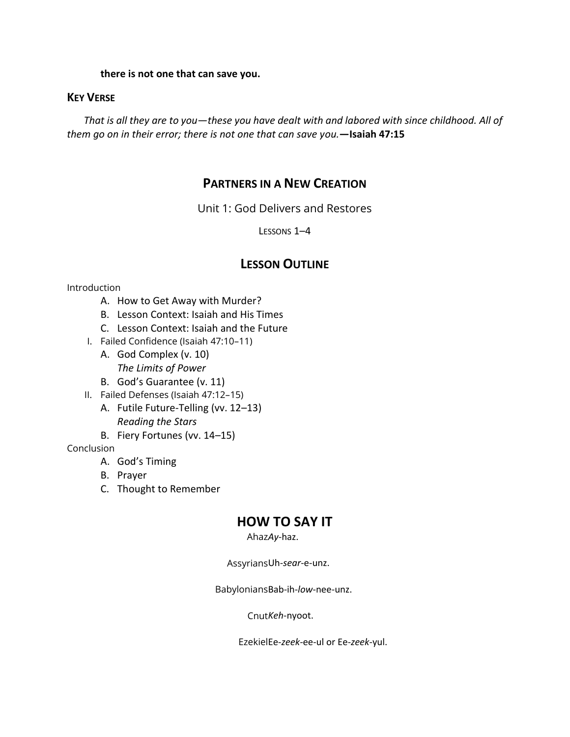**there is not one that can save you.**

### KEY VERSE

*That is all they are to you—these you have dealt with and labored with since childhood. All of them go on in their error; there is not one that can save you.* **—Isaiah 47:15**

## PARTNERS IN A NEW CREATION

Unit 1: God Delivers and Restores

LESSONS 1–4

## LESSON OUTLINE

Introduction

- A. How to Get Away with Murder?
- B. Lesson Context: Isaiah and His Times
- C. Lesson Context: Isaiah and the Future

I. Failed Confidence (Isaiah 47:10–11)

- A. God Complex (v. 10)
  *The Limits of Power*
- B. God's Guarantee (v. 11)

II. Failed Defenses (Isaiah 47:12–15)

- A. Futile Future-Telling (vv. 12–13)
  *Reading the Stars*
- B. Fiery Fortunes (vv. 14–15)

Conclusion

- A. God's Timing
- B. Prayer
- C. Thought to Remember

## HOW TO SAY IT

Ahaz *Ay*-haz.

Assyrians Uh-*sear*-e-unz.

Babylonians Bab-ih-*low*-nee-unz.

Cnut *Keh*-nyoot.

Ezekiel Ee-*zeek*-ee-ul or Ee-*zeek*-yul.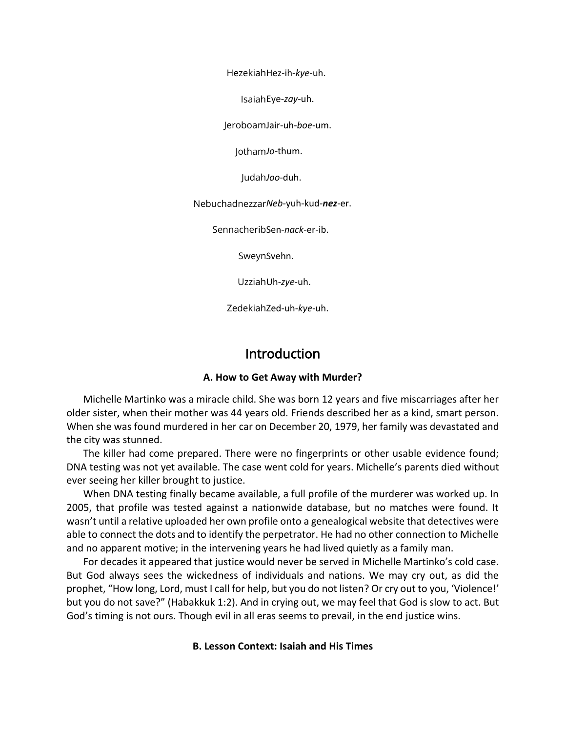HezekiahHez-ih-*kye*-uh.

IsaiahEye-*zay*-uh.

JeroboamJair-uh-*boe*-um.

Jotham*Jo*-thum.

Judah*Joo*-duh.

Nebuchadnezzar*Neb*-yuh-kud-***nez***-er.

SennacheribSen-*nack*-er-ib.

SweynSvehn.

UzziahUh-*zye*-uh.

ZedekiahZed-uh-*kye*-uh.

# Introduction

### A. How to Get Away with Murder?

Michelle Martinko was a miracle child. She was born 12 years and five miscarriages after her older sister, when their mother was 44 years old. Friends described her as a kind, smart person. When she was found murdered in her car on December 20, 1979, her family was devastated and the city was stunned.

The killer had come prepared. There were no fingerprints or other usable evidence found; DNA testing was not yet available. The case went cold for years. Michelle's parents died without ever seeing her killer brought to justice.

When DNA testing finally became available, a full profile of the murderer was worked up. In 2005, that profile was tested against a nationwide database, but no matches were found. It wasn't until a relative uploaded her own profile onto a genealogical website that detectives were able to connect the dots and to identify the perpetrator. He had no other connection to Michelle and no apparent motive; in the intervening years he had lived quietly as a family man.

For decades it appeared that justice would never be served in Michelle Martinko's cold case. But God always sees the wickedness of individuals and nations. We may cry out, as did the prophet, "How long, Lord, must I call for help, but you do not listen? Or cry out to you, 'Violence!' but you do not save?" (Habakkuk 1:2). And in crying out, we may feel that God is slow to act. But God's timing is not ours. Though evil in all eras seems to prevail, in the end justice wins.

### B. Lesson Context: Isaiah and His Times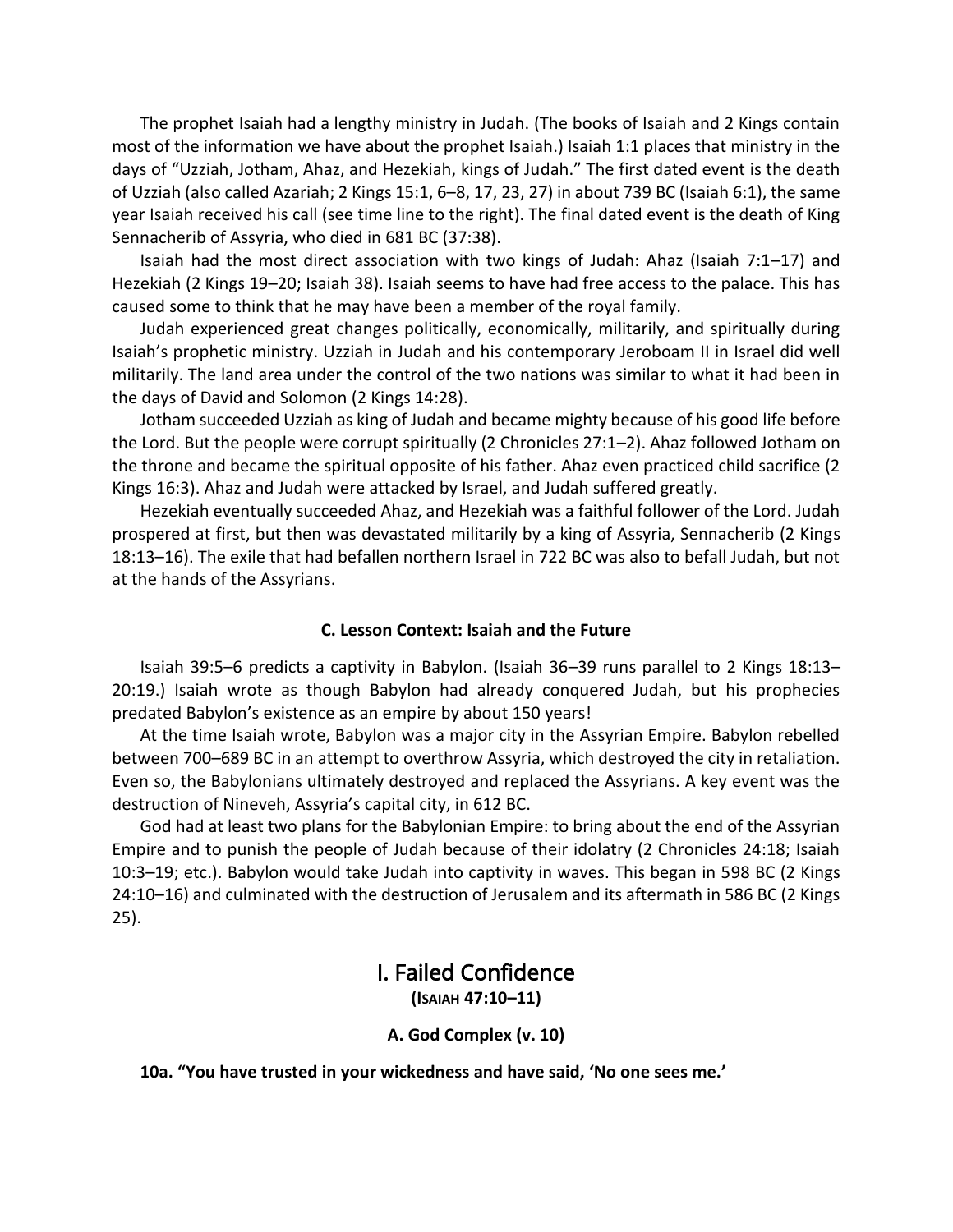The prophet Isaiah had a lengthy ministry in Judah. (The books of Isaiah and 2 Kings contain most of the information we have about the prophet Isaiah.) Isaiah 1:1 places that ministry in the days of "Uzziah, Jotham, Ahaz, and Hezekiah, kings of Judah." The first dated event is the death of Uzziah (also called Azariah; 2 Kings 15:1, 6–8, 17, 23, 27) in about 739 BC (Isaiah 6:1), the same year Isaiah received his call (see time line to the right). The final dated event is the death of King Sennacherib of Assyria, who died in 681 BC (37:38).

Isaiah had the most direct association with two kings of Judah: Ahaz (Isaiah 7:1–17) and Hezekiah (2 Kings 19–20; Isaiah 38). Isaiah seems to have had free access to the palace. This has caused some to think that he may have been a member of the royal family.

Judah experienced great changes politically, economically, militarily, and spiritually during Isaiah's prophetic ministry. Uzziah in Judah and his contemporary Jeroboam II in Israel did well militarily. The land area under the control of the two nations was similar to what it had been in the days of David and Solomon (2 Kings 14:28).

Jotham succeeded Uzziah as king of Judah and became mighty because of his good life before the Lord. But the people were corrupt spiritually (2 Chronicles 27:1–2). Ahaz followed Jotham on the throne and became the spiritual opposite of his father. Ahaz even practiced child sacrifice (2 Kings 16:3). Ahaz and Judah were attacked by Israel, and Judah suffered greatly.

Hezekiah eventually succeeded Ahaz, and Hezekiah was a faithful follower of the Lord. Judah prospered at first, but then was devastated militarily by a king of Assyria, Sennacherib (2 Kings 18:13–16). The exile that had befallen northern Israel in 722 BC was also to befall Judah, but not at the hands of the Assyrians.

#### C. Lesson Context: Isaiah and the Future

Isaiah 39:5–6 predicts a captivity in Babylon. (Isaiah 36–39 runs parallel to 2 Kings 18:13–20:19.) Isaiah wrote as though Babylon had already conquered Judah, but his prophecies predated Babylon's existence as an empire by about 150 years!

At the time Isaiah wrote, Babylon was a major city in the Assyrian Empire. Babylon rebelled between 700–689 BC in an attempt to overthrow Assyria, which destroyed the city in retaliation. Even so, the Babylonians ultimately destroyed and replaced the Assyrians. A key event was the destruction of Nineveh, Assyria's capital city, in 612 BC.

God had at least two plans for the Babylonian Empire: to bring about the end of the Assyrian Empire and to punish the people of Judah because of their idolatry (2 Chronicles 24:18; Isaiah 10:3–19; etc.). Babylon would take Judah into captivity in waves. This began in 598 BC (2 Kings 24:10–16) and culminated with the destruction of Jerusalem and its aftermath in 586 BC (2 Kings 25).

## I. Failed Confidence
**(Isaiah 47:10–11)**

#### A. God Complex (v. 10)

**10a. "You have trusted in your wickedness and have said, 'No one sees me.'**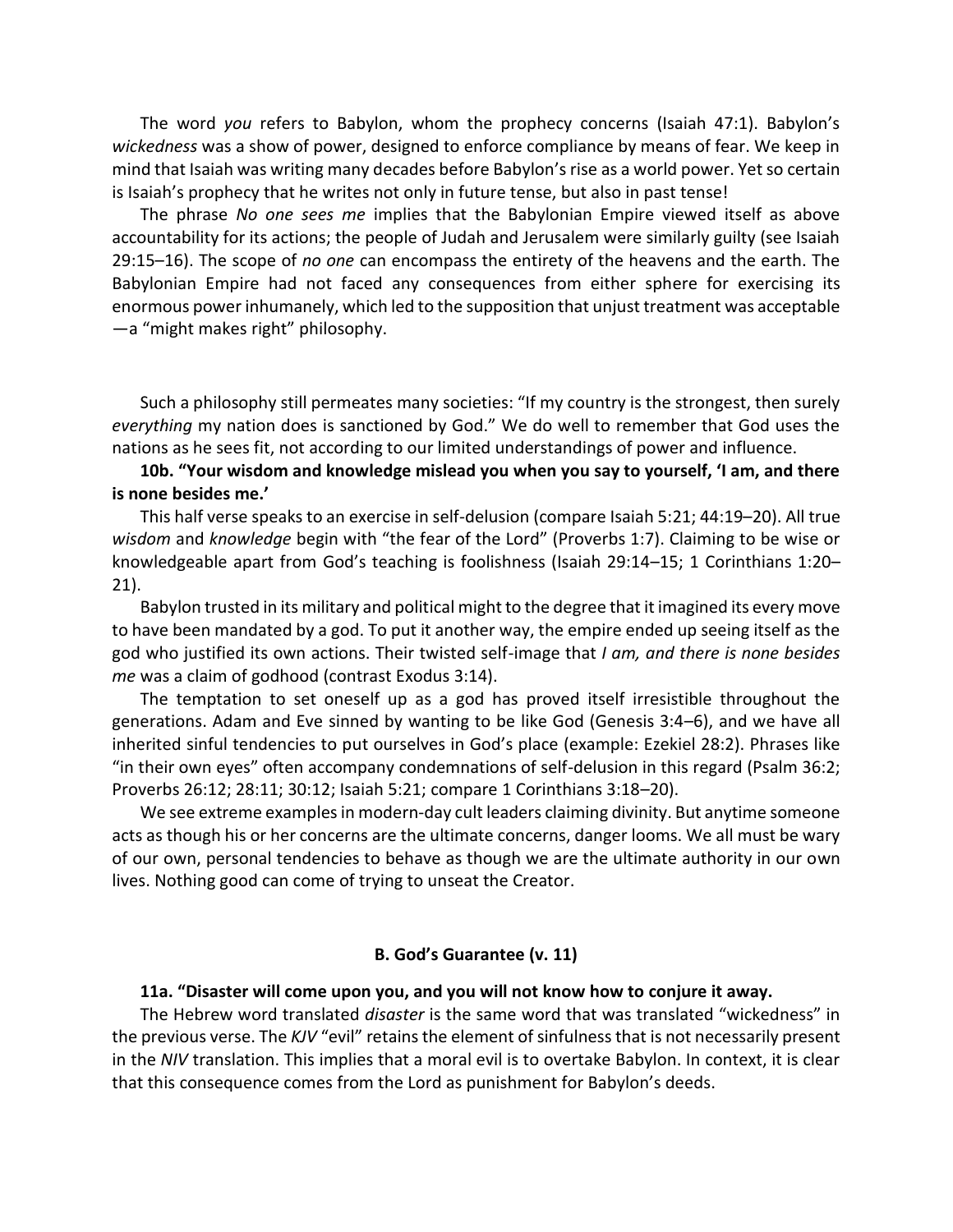The word *you* refers to Babylon, whom the prophecy concerns (Isaiah 47:1). Babylon's *wickedness* was a show of power, designed to enforce compliance by means of fear. We keep in mind that Isaiah was writing many decades before Babylon's rise as a world power. Yet so certain is Isaiah's prophecy that he writes not only in future tense, but also in past tense!

The phrase *No one sees me* implies that the Babylonian Empire viewed itself as above accountability for its actions; the people of Judah and Jerusalem were similarly guilty (see Isaiah 29:15–16). The scope of *no one* can encompass the entirety of the heavens and the earth. The Babylonian Empire had not faced any consequences from either sphere for exercising its enormous power inhumanely, which led to the supposition that unjust treatment was acceptable —a "might makes right" philosophy.

Such a philosophy still permeates many societies: "If my country is the strongest, then surely *everything* my nation does is sanctioned by God." We do well to remember that God uses the nations as he sees fit, not according to our limited understandings of power and influence.

**10b. "Your wisdom and knowledge mislead you when you say to yourself, 'I am, and there is none besides me.'**

This half verse speaks to an exercise in self-delusion (compare Isaiah 5:21; 44:19–20). All true *wisdom* and *knowledge* begin with "the fear of the Lord" (Proverbs 1:7). Claiming to be wise or knowledgeable apart from God's teaching is foolishness (Isaiah 29:14–15; 1 Corinthians 1:20–21).

Babylon trusted in its military and political might to the degree that it imagined its every move to have been mandated by a god. To put it another way, the empire ended up seeing itself as the god who justified its own actions. Their twisted self-image that *I am, and there is none besides me* was a claim of godhood (contrast Exodus 3:14).

The temptation to set oneself up as a god has proved itself irresistible throughout the generations. Adam and Eve sinned by wanting to be like God (Genesis 3:4–6), and we have all inherited sinful tendencies to put ourselves in God's place (example: Ezekiel 28:2). Phrases like "in their own eyes" often accompany condemnations of self-delusion in this regard (Psalm 36:2; Proverbs 26:12; 28:11; 30:12; Isaiah 5:21; compare 1 Corinthians 3:18–20).

We see extreme examples in modern-day cult leaders claiming divinity. But anytime someone acts as though his or her concerns are the ultimate concerns, danger looms. We all must be wary of our own, personal tendencies to behave as though we are the ultimate authority in our own lives. Nothing good can come of trying to unseat the Creator.

### B. God's Guarantee (v. 11)

**11a. "Disaster will come upon you, and you will not know how to conjure it away.**

The Hebrew word translated *disaster* is the same word that was translated "wickedness" in the previous verse. The *KJV* "evil" retains the element of sinfulness that is not necessarily present in the *NIV* translation. This implies that a moral evil is to overtake Babylon. In context, it is clear that this consequence comes from the Lord as punishment for Babylon's deeds.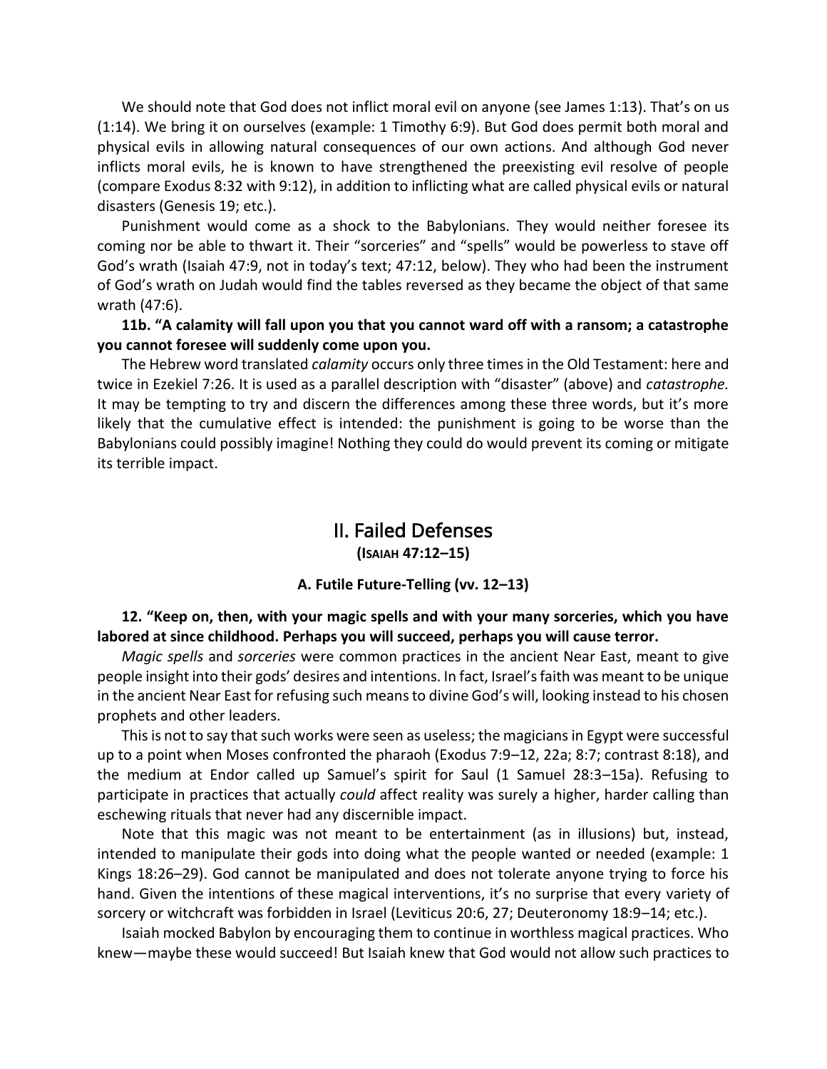We should note that God does not inflict moral evil on anyone (see James 1:13). That's on us (1:14). We bring it on ourselves (example: 1 Timothy 6:9). But God does permit both moral and physical evils in allowing natural consequences of our own actions. And although God never inflicts moral evils, he is known to have strengthened the preexisting evil resolve of people (compare Exodus 8:32 with 9:12), in addition to inflicting what are called physical evils or natural disasters (Genesis 19; etc.).

Punishment would come as a shock to the Babylonians. They would neither foresee its coming nor be able to thwart it. Their "sorceries" and "spells" would be powerless to stave off God's wrath (Isaiah 47:9, not in today's text; 47:12, below). They who had been the instrument of God's wrath on Judah would find the tables reversed as they became the object of that same wrath (47:6).

**11b. "A calamity will fall upon you that you cannot ward off with a ransom; a catastrophe you cannot foresee will suddenly come upon you.**

The Hebrew word translated *calamity* occurs only three times in the Old Testament: here and twice in Ezekiel 7:26. It is used as a parallel description with "disaster" (above) and *catastrophe.* It may be tempting to try and discern the differences among these three words, but it's more likely that the cumulative effect is intended: the punishment is going to be worse than the Babylonians could possibly imagine! Nothing they could do would prevent its coming or mitigate its terrible impact.

## II. Failed Defenses
**(Isaiah 47:12–15)**

### A. Futile Future-Telling (vv. 12–13)

**12. "Keep on, then, with your magic spells and with your many sorceries, which you have labored at since childhood. Perhaps you will succeed, perhaps you will cause terror.**

*Magic spells* and *sorceries* were common practices in the ancient Near East, meant to give people insight into their gods' desires and intentions. In fact, Israel's faith was meant to be unique in the ancient Near East for refusing such means to divine God's will, looking instead to his chosen prophets and other leaders.

This is not to say that such works were seen as useless; the magicians in Egypt were successful up to a point when Moses confronted the pharaoh (Exodus 7:9–12, 22a; 8:7; contrast 8:18), and the medium at Endor called up Samuel's spirit for Saul (1 Samuel 28:3–15a). Refusing to participate in practices that actually *could* affect reality was surely a higher, harder calling than eschewing rituals that never had any discernible impact.

Note that this magic was not meant to be entertainment (as in illusions) but, instead, intended to manipulate their gods into doing what the people wanted or needed (example: 1 Kings 18:26–29). God cannot be manipulated and does not tolerate anyone trying to force his hand. Given the intentions of these magical interventions, it's no surprise that every variety of sorcery or witchcraft was forbidden in Israel (Leviticus 20:6, 27; Deuteronomy 18:9–14; etc.).

Isaiah mocked Babylon by encouraging them to continue in worthless magical practices. Who knew—maybe these would succeed! But Isaiah knew that God would not allow such practices to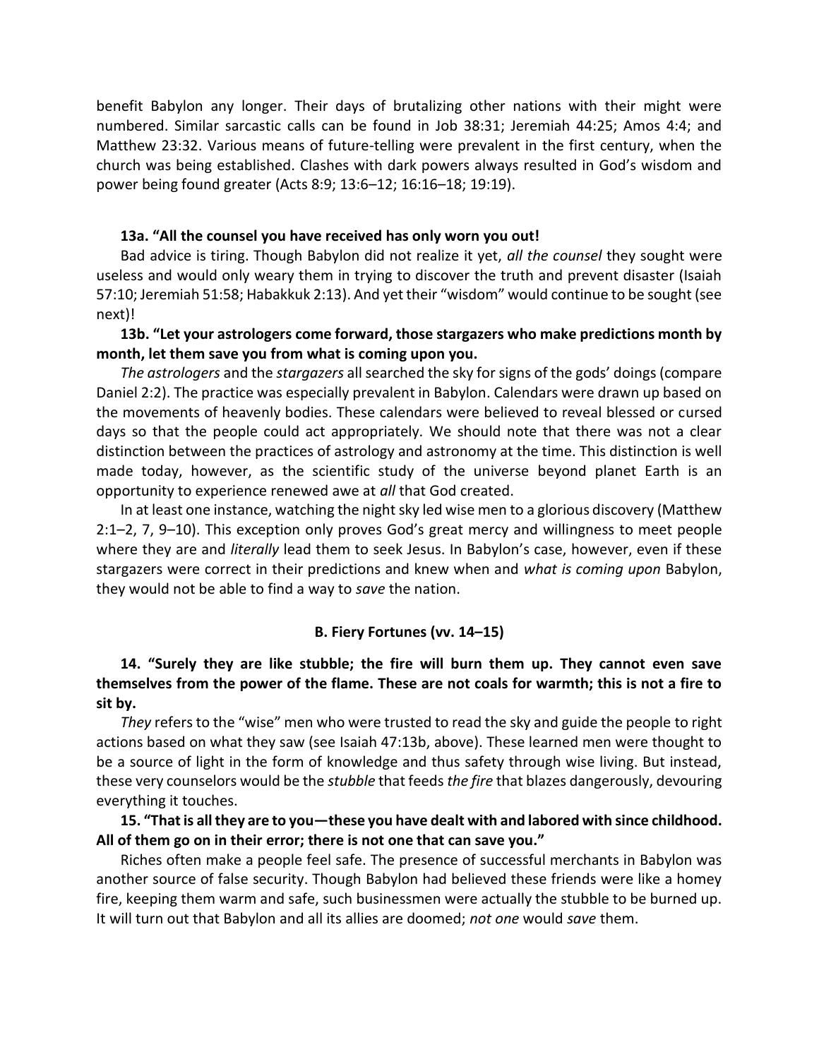benefit Babylon any longer. Their days of brutalizing other nations with their might were numbered. Similar sarcastic calls can be found in Job 38:31; Jeremiah 44:25; Amos 4:4; and Matthew 23:32. Various means of future-telling were prevalent in the first century, when the church was being established. Clashes with dark powers always resulted in God's wisdom and power being found greater (Acts 8:9; 13:6–12; 16:16–18; 19:19).

**13a. "All the counsel you have received has only worn you out!**

Bad advice is tiring. Though Babylon did not realize it yet, *all the counsel* they sought were useless and would only weary them in trying to discover the truth and prevent disaster (Isaiah 57:10; Jeremiah 51:58; Habakkuk 2:13). And yet their "wisdom" would continue to be sought (see next)!

**13b. "Let your astrologers come forward, those stargazers who make predictions month by month, let them save you from what is coming upon you.**

*The astrologers* and the *stargazers* all searched the sky for signs of the gods' doings (compare Daniel 2:2). The practice was especially prevalent in Babylon. Calendars were drawn up based on the movements of heavenly bodies. These calendars were believed to reveal blessed or cursed days so that the people could act appropriately. We should note that there was not a clear distinction between the practices of astrology and astronomy at the time. This distinction is well made today, however, as the scientific study of the universe beyond planet Earth is an opportunity to experience renewed awe at *all* that God created.

In at least one instance, watching the night sky led wise men to a glorious discovery (Matthew 2:1–2, 7, 9–10). This exception only proves God's great mercy and willingness to meet people where they are and *literally* lead them to seek Jesus. In Babylon's case, however, even if these stargazers were correct in their predictions and knew when and *what is coming upon* Babylon, they would not be able to find a way to *save* the nation.

**B. Fiery Fortunes (vv. 14–15)**

**14. "Surely they are like stubble; the fire will burn them up. They cannot even save themselves from the power of the flame. These are not coals for warmth; this is not a fire to sit by.**

*They* refers to the "wise" men who were trusted to read the sky and guide the people to right actions based on what they saw (see Isaiah 47:13b, above). These learned men were thought to be a source of light in the form of knowledge and thus safety through wise living. But instead, these very counselors would be the *stubble* that feeds *the fire* that blazes dangerously, devouring everything it touches.

**15. "That is all they are to you—these you have dealt with and labored with since childhood. All of them go on in their error; there is not one that can save you."**

Riches often make a people feel safe. The presence of successful merchants in Babylon was another source of false security. Though Babylon had believed these friends were like a homey fire, keeping them warm and safe, such businessmen were actually the stubble to be burned up. It will turn out that Babylon and all its allies are doomed; *not one* would *save* them.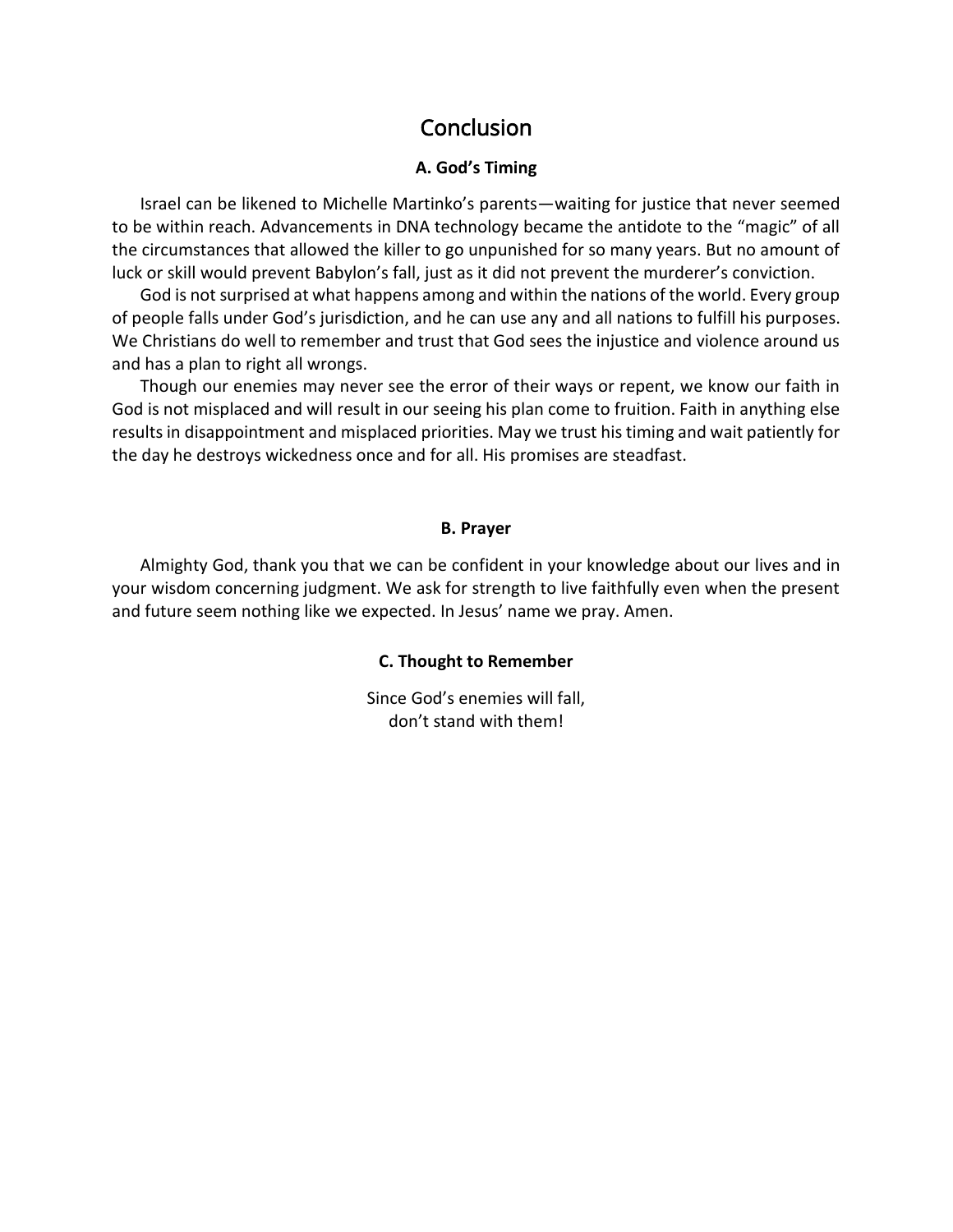# Conclusion

### A. God's Timing

Israel can be likened to Michelle Martinko's parents—waiting for justice that never seemed to be within reach. Advancements in DNA technology became the antidote to the "magic" of all the circumstances that allowed the killer to go unpunished for so many years. But no amount of luck or skill would prevent Babylon's fall, just as it did not prevent the murderer's conviction.

God is not surprised at what happens among and within the nations of the world. Every group of people falls under God's jurisdiction, and he can use any and all nations to fulfill his purposes. We Christians do well to remember and trust that God sees the injustice and violence around us and has a plan to right all wrongs.

Though our enemies may never see the error of their ways or repent, we know our faith in God is not misplaced and will result in our seeing his plan come to fruition. Faith in anything else results in disappointment and misplaced priorities. May we trust his timing and wait patiently for the day he destroys wickedness once and for all. His promises are steadfast.

### B. Prayer

Almighty God, thank you that we can be confident in your knowledge about our lives and in your wisdom concerning judgment. We ask for strength to live faithfully even when the present and future seem nothing like we expected. In Jesus' name we pray. Amen.

### C. Thought to Remember

Since God's enemies will fall,
don't stand with them!